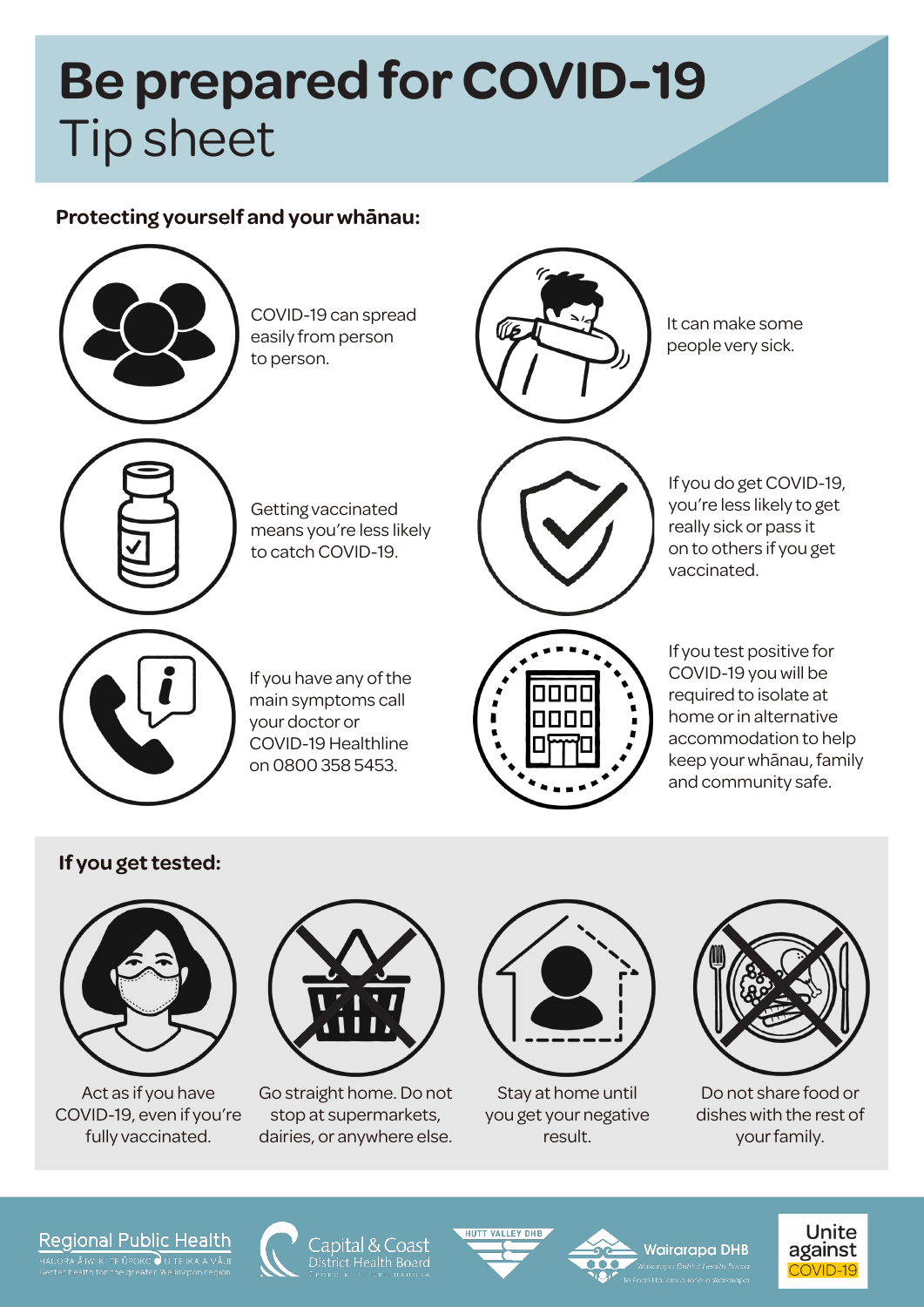# Be prepared for COVID-19
Tip sheet

## Protecting yourself and your whānau:

COVID-19 can spread easily from person to person.

It can make some people very sick.

Getting vaccinated means you're less likely to catch COVID-19.

If you do get COVID-19, you're less likely to get really sick or pass it on to others if you get vaccinated.

If you have any of the main symptoms call your doctor or COVID-19 Healthline on 0800 358 5453.

If you test positive for COVID-19 you will be required to isolate at home or in alternative accommodation to help keep your whānau, family and community safe.

## If you get tested:

Act as if you have COVID-19, even if you're fully vaccinated.

Go straight home. Do not stop at supermarkets, dairies, or anywhere else.

Stay at home until you get your negative result.

Do not share food or dishes with the rest of your family.

Regional Public Health | Capital & Coast District Health Board | Hutt Valley DHB | Wairarapa DHB | Unite against COVID-19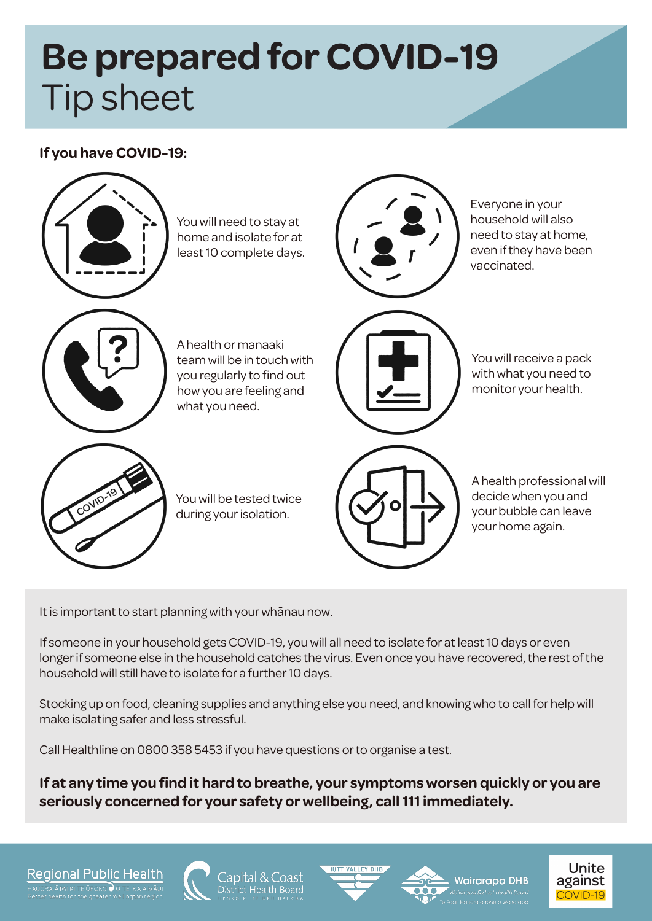# Be prepared for COVID-19
## Tip sheet

**If you have COVID-19:**

You will need to stay at home and isolate for at least 10 complete days.

Everyone in your household will also need to stay at home, even if they have been vaccinated.

A health or manaaki team will be in touch with you regularly to find out how you are feeling and what you need.

You will receive a pack with what you need to monitor your health.

You will be tested twice during your isolation.

A health professional will decide when you and your bubble can leave your home again.

It is important to start planning with your whānau now.

If someone in your household gets COVID-19, you will all need to isolate for at least 10 days or even longer if someone else in the household catches the virus. Even once you have recovered, the rest of the household will still have to isolate for a further 10 days.

Stocking up on food, cleaning supplies and anything else you need, and knowing who to call for help will make isolating safer and less stressful.

Call Healthline on 0800 358 5453 if you have questions or to organise a test.

**If at any time you find it hard to breathe, your symptoms worsen quickly or you are seriously concerned for your safety or wellbeing, call 111 immediately.**

Regional Public Health | Capital & Coast District Health Board | Hutt Valley DHB | Wairarapa DHB | Unite against COVID-19